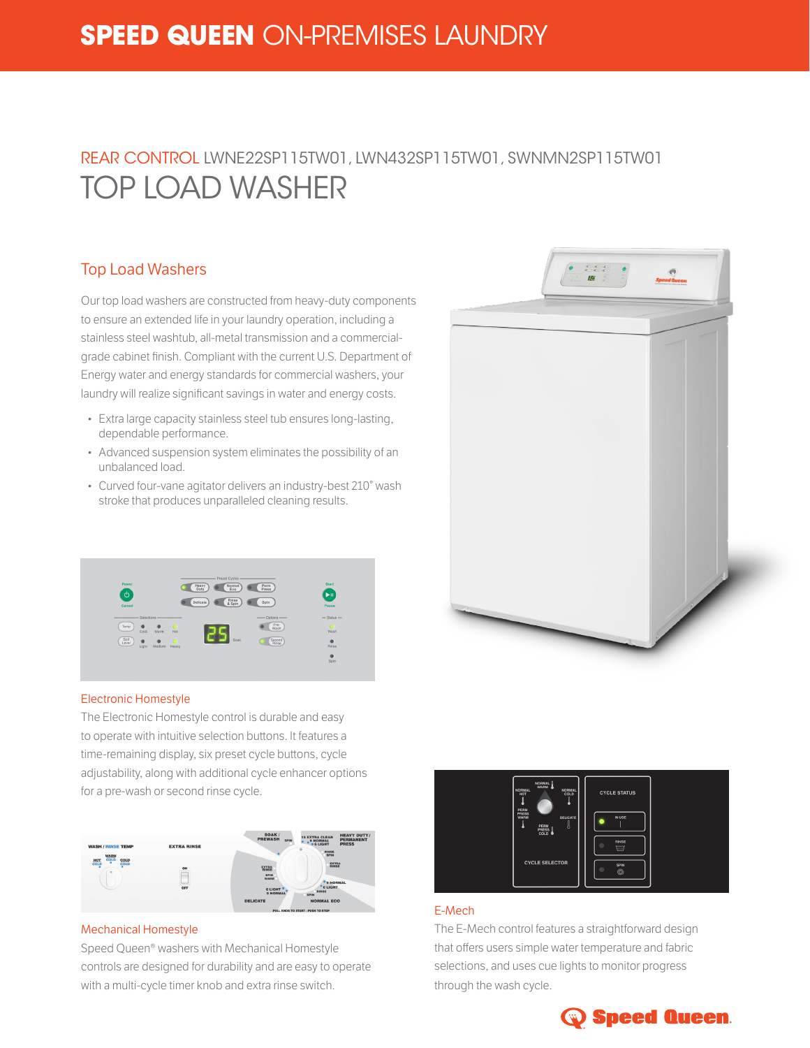# SPEED QUEEN ON-PREMISES LAUNDRY

## REAR CONTROL LWNE22SP115TW01, LWN432SP115TW01, SWNMN2SP115TW01

# TOP LOAD WASHER

### Top Load Washers

Our top load washers are constructed from heavy-duty components to ensure an extended life in your laundry operation, including a stainless steel washtub, all-metal transmission and a commercial-grade cabinet finish. Compliant with the current U.S. Department of Energy water and energy standards for commercial washers, your laundry will realize significant savings in water and energy costs.

- Extra large capacity stainless steel tub ensures long-lasting, dependable performance.
- Advanced suspension system eliminates the possibility of an unbalanced load.
- Curved four-vane agitator delivers an industry-best 210° wash stroke that produces unparalleled cleaning results.

### Electronic Homestyle

The Electronic Homestyle control is durable and easy to operate with intuitive selection buttons. It features a time-remaining display, six preset cycle buttons, cycle adjustability, along with additional cycle enhancer options for a pre-wash or second rinse cycle.

### Mechanical Homestyle

Speed Queen® washers with Mechanical Homestyle controls are designed for durability and are easy to operate with a multi-cycle timer knob and extra rinse switch.

### E-Mech

The E-Mech control features a straightforward design that offers users simple water temperature and fabric selections, and uses cue lights to monitor progress through the wash cycle.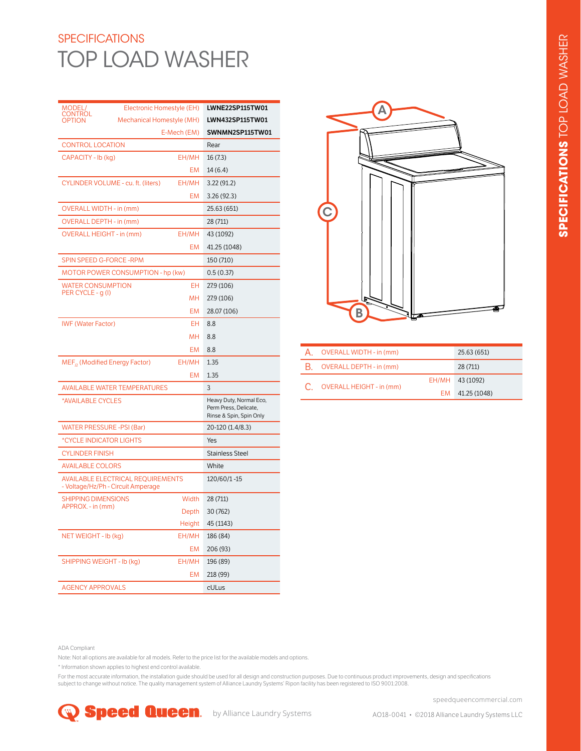## SPECIFICATIONS

# TOP LOAD WASHER

| | | |
|---|---|---|
| MODEL/ CONTROL OPTION | Electronic Homestyle (EH) | **LWNE22SP115TW01** |
| | Mechanical Homestyle (MH) | **LWN432SP115TW01** |
| | E-Mech (EM) | **SWNMN2SP115TW01** |
| CONTROL LOCATION | | Rear |
| CAPACITY - lb (kg) | EH/MH | 16 (7.3) |
| | EM | 14 (6.4) |
| CYLINDER VOLUME - cu. ft. (liters) | EH/MH | 3.22 (91.2) |
| | EM | 3.26 (92.3) |
| OVERALL WIDTH - in (mm) | | 25.63 (651) |
| OVERALL DEPTH - in (mm) | | 28 (711) |
| OVERALL HEIGHT - in (mm) | EH/MH | 43 (1092) |
| | EM | 41.25 (1048) |
| SPIN SPEED G-FORCE -RPM | | 150 (710) |
| MOTOR POWER CONSUMPTION - hp (kw) | | 0.5 (0.37) |
| WATER CONSUMPTION PER CYCLE - g (l) | EH | 27.9 (106) |
| | MH | 27.9 (106) |
| | EM | 28.07 (106) |
| IWF (Water Factor) | EH | 8.8 |
| | MH | 8.8 |
| | EM | 8.8 |
| $MEF_{J2}$ (Modified Energy Factor) | EH/MH | 1.35 |
| | EM | 1.35 |
| AVAILABLE WATER TEMPERATURES | | 3 |
| *AVAILABLE CYCLES | | Heavy Duty, Normal Eco, Perm Press, Delicate, Rinse & Spin, Spin Only |
| WATER PRESSURE -PSI (Bar) | | 20-120 (1.4/8.3) |
| *CYCLE INDICATOR LIGHTS | | Yes |
| CYLINDER FINISH | | Stainless Steel |
| AVAILABLE COLORS | | White |
| AVAILABLE ELECTRICAL REQUIREMENTS - Voltage/Hz/Ph - Circuit Amperage | | 120/60/1 -15 |
| SHIPPING DIMENSIONS APPROX. - in (mm) | Width | 28 (711) |
| | Depth | 30 (762) |
| | Height | 45 (1143) |
| NET WEIGHT - lb (kg) | EH/MH | 186 (84) |
| | EM | 206 (93) |
| SHIPPING WEIGHT - lb (kg) | EH/MH | 196 (89) |
| | EM | 218 (99) |
| AGENCY APPROVALS | | cULus |

A
C
B

| | | | |
|---|---|---|---|
| A. | OVERALL WIDTH - in (mm) | | 25.63 (651) |
| B. | OVERALL DEPTH - in (mm) | | 28 (711) |
| C. | OVERALL HEIGHT - in (mm) | EH/MH | 43 (1092) |
| | | EM | 41.25 (1048) |

ADA Compliant

Note: Not all options are available for all models. Refer to the price list for the available models and options.

* Information shown applies to highest end control available.

For the most accurate information, the installation guide should be used for all design and construction purposes. Due to continuous product improvements, design and specifications subject to change without notice. The quality management system of Alliance Laundry Systems' Ripon facility has been registered to ISO 9001:2008.

Speed Queen. by Alliance Laundry Systems

speedqueencommercial.com

AO18-0041 • ©2018 Alliance Laundry Systems LLC